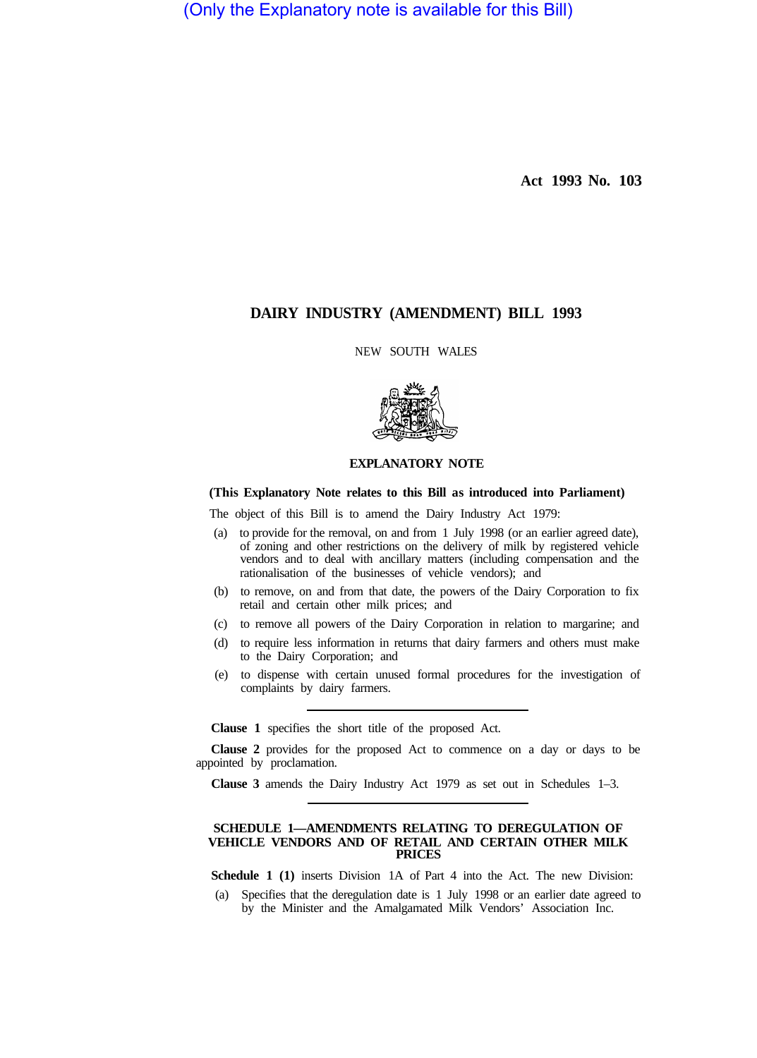(Only the Explanatory note is available for this Bill)

**Act 1993 No. 103**

# DAIRY INDUSTRY (AMENDMENT) BILL 1993

NEW SOUTH WALES

## EXPLANATORY NOTE

**(This Explanatory Note relates to this Bill as introduced into Parliament)**

The object of this Bill is to amend the Dairy Industry Act 1979:

(a) to provide for the removal, on and from 1 July 1998 (or an earlier agreed date), of zoning and other restrictions on the delivery of milk by registered vehicle vendors and to deal with ancillary matters (including compensation and the rationalisation of the businesses of vehicle vendors); and

(b) to remove, on and from that date, the powers of the Dairy Corporation to fix retail and certain other milk prices; and

(c) to remove all powers of the Dairy Corporation in relation to margarine; and

(d) to require less information in returns that dairy farmers and others must make to the Dairy Corporation; and

(e) to dispense with certain unused formal procedures for the investigation of complaints by dairy farmers.

---

**Clause 1** specifies the short title of the proposed Act.

**Clause 2** provides for the proposed Act to commence on a day or days to be appointed by proclamation.

**Clause 3** amends the Dairy Industry Act 1979 as set out in Schedules 1–3.

---

## SCHEDULE 1—AMENDMENTS RELATING TO DEREGULATION OF VEHICLE VENDORS AND OF RETAIL AND CERTAIN OTHER MILK PRICES

**Schedule 1 (1)** inserts Division 1A of Part 4 into the Act. The new Division:

(a) Specifies that the deregulation date is 1 July 1998 or an earlier date agreed to by the Minister and the Amalgamated Milk Vendors' Association Inc.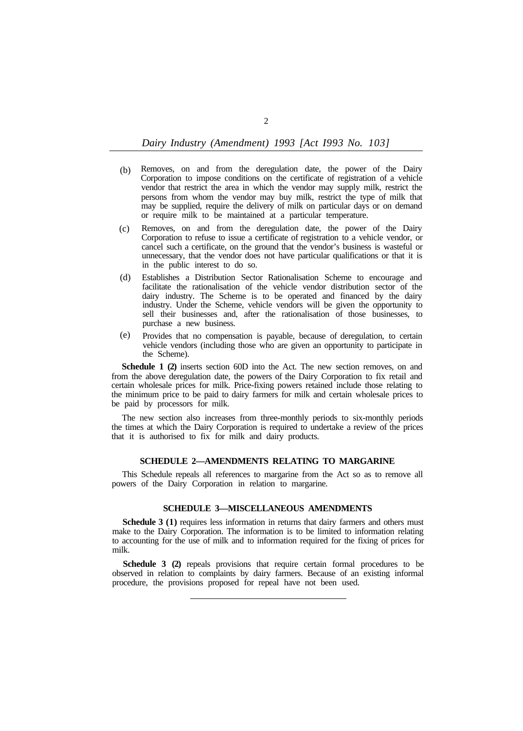(b) Removes, on and from the deregulation date, the power of the Dairy Corporation to impose conditions on the certificate of registration of a vehicle vendor that restrict the area in which the vendor may supply milk, restrict the persons from whom the vendor may buy milk, restrict the type of milk that may be supplied, require the delivery of milk on particular days or on demand or require milk to be maintained at a particular temperature.

(c) Removes, on and from the deregulation date, the power of the Dairy Corporation to refuse to issue a certificate of registration to a vehicle vendor, or cancel such a certificate, on the ground that the vendor's business is wasteful or unnecessary, that the vendor does not have particular qualifications or that it is in the public interest to do so.

(d) Establishes a Distribution Sector Rationalisation Scheme to encourage and facilitate the rationalisation of the vehicle vendor distribution sector of the dairy industry. The Scheme is to be operated and financed by the dairy industry. Under the Scheme, vehicle vendors will be given the opportunity to sell their businesses and, after the rationalisation of those businesses, to purchase a new business.

(e) Provides that no compensation is payable, because of deregulation, to certain vehicle vendors (including those who are given an opportunity to participate in the Scheme).

**Schedule 1 (2)** inserts section 60D into the Act. The new section removes, on and from the above deregulation date, the powers of the Dairy Corporation to fix retail and certain wholesale prices for milk. Price-fixing powers retained include those relating to the minimum price to be paid to dairy farmers for milk and certain wholesale prices to be paid by processors for milk.

The new section also increases from three-monthly periods to six-monthly periods the times at which the Dairy Corporation is required to undertake a review of the prices that it is authorised to fix for milk and dairy products.

## SCHEDULE 2—AMENDMENTS RELATING TO MARGARINE

This Schedule repeals all references to margarine from the Act so as to remove all powers of the Dairy Corporation in relation to margarine.

## SCHEDULE 3—MISCELLANEOUS AMENDMENTS

**Schedule 3 (1)** requires less information in returns that dairy farmers and others must make to the Dairy Corporation. The information is to be limited to information relating to accounting for the use of milk and to information required for the fixing of prices for milk.

**Schedule 3 (2)** repeals provisions that require certain formal procedures to be observed in relation to complaints by dairy farmers. Because of an existing informal procedure, the provisions proposed for repeal have not been used.